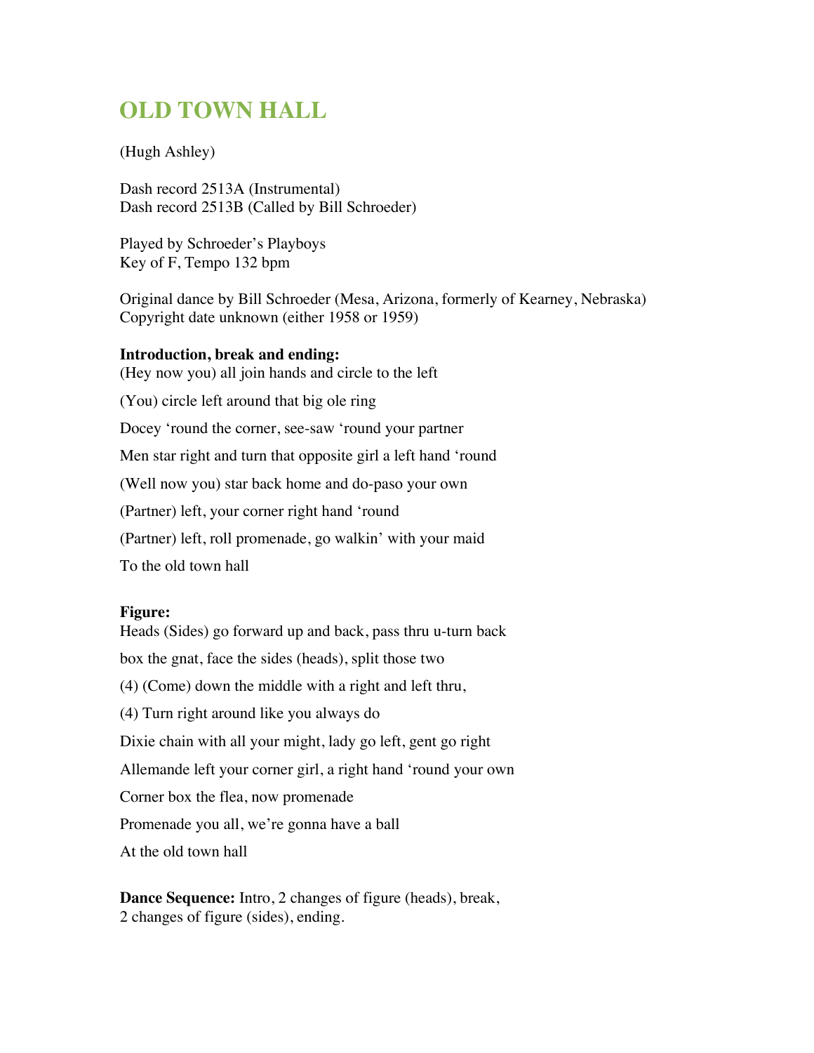# OLD TOWN HALL

(Hugh Ashley)

Dash record 2513A (Instrumental)
Dash record 2513B (Called by Bill Schroeder)

Played by Schroeder's Playboys
Key of F, Tempo 132 bpm

Original dance by Bill Schroeder (Mesa, Arizona, formerly of Kearney, Nebraska)
Copyright date unknown (either 1958 or 1959)

**Introduction, break and ending:**

(Hey now you) all join hands and circle to the left

(You) circle left around that big ole ring

Docey 'round the corner, see-saw 'round your partner

Men star right and turn that opposite girl a left hand 'round

(Well now you) star back home and do-paso your own

(Partner) left, your corner right hand 'round

(Partner) left, roll promenade, go walkin' with your maid

To the old town hall

**Figure:**

Heads (Sides) go forward up and back, pass thru u-turn back

box the gnat, face the sides (heads), split those two

(4) (Come) down the middle with a right and left thru,

(4) Turn right around like you always do

Dixie chain with all your might, lady go left, gent go right

Allemande left your corner girl, a right hand 'round your own

Corner box the flea, now promenade

Promenade you all, we're gonna have a ball

At the old town hall

**Dance Sequence:** Intro, 2 changes of figure (heads), break,
2 changes of figure (sides), ending.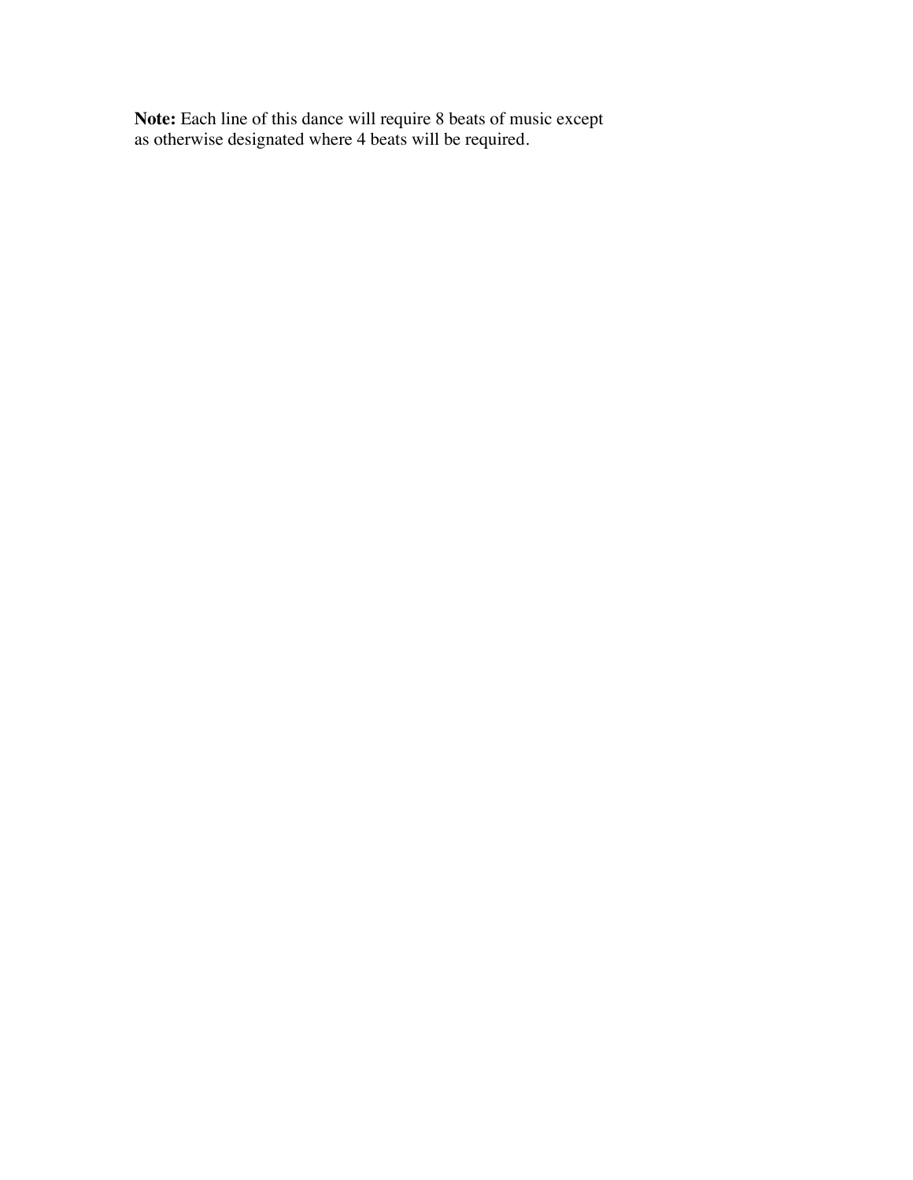**Note:** Each line of this dance will require 8 beats of music except as otherwise designated where 4 beats will be required.